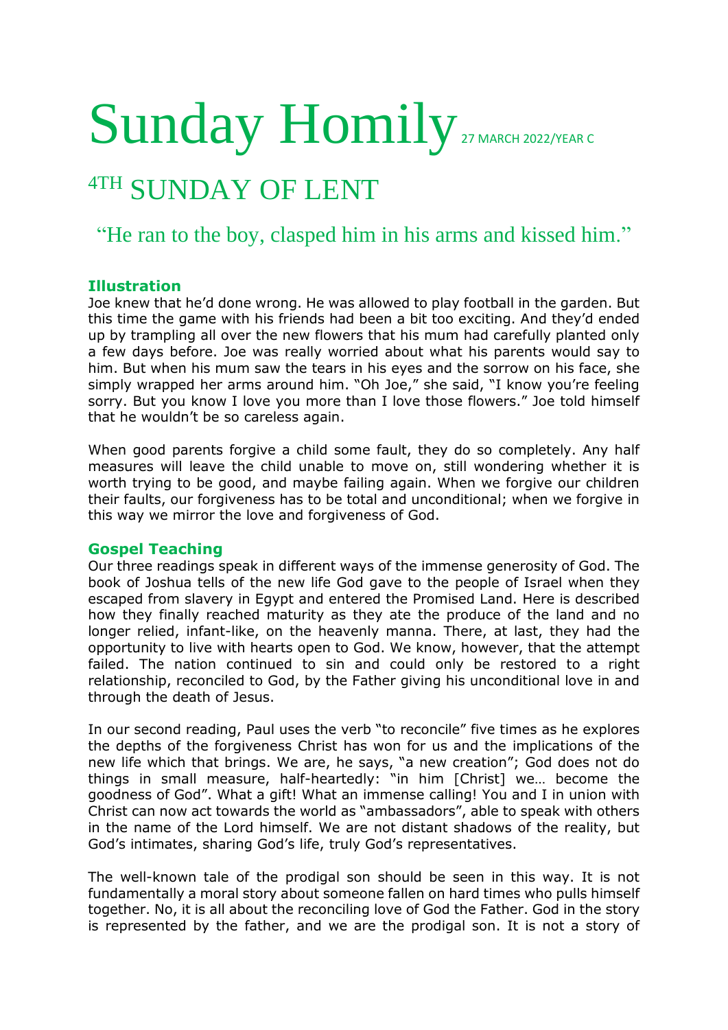# Sunday Homily 27 MARCH 2022/YEAR C

## 4TH SUNDAY OF LENT

"He ran to the boy, clasped him in his arms and kissed him."

### Illustration

Joe knew that he'd done wrong. He was allowed to play football in the garden. But this time the game with his friends had been a bit too exciting. And they'd ended up by trampling all over the new flowers that his mum had carefully planted only a few days before. Joe was really worried about what his parents would say to him. But when his mum saw the tears in his eyes and the sorrow on his face, she simply wrapped her arms around him. "Oh Joe," she said, "I know you're feeling sorry. But you know I love you more than I love those flowers." Joe told himself that he wouldn't be so careless again.

When good parents forgive a child some fault, they do so completely. Any half measures will leave the child unable to move on, still wondering whether it is worth trying to be good, and maybe failing again. When we forgive our children their faults, our forgiveness has to be total and unconditional; when we forgive in this way we mirror the love and forgiveness of God.

### Gospel Teaching

Our three readings speak in different ways of the immense generosity of God. The book of Joshua tells of the new life God gave to the people of Israel when they escaped from slavery in Egypt and entered the Promised Land. Here is described how they finally reached maturity as they ate the produce of the land and no longer relied, infant-like, on the heavenly manna. There, at last, they had the opportunity to live with hearts open to God. We know, however, that the attempt failed. The nation continued to sin and could only be restored to a right relationship, reconciled to God, by the Father giving his unconditional love in and through the death of Jesus.

In our second reading, Paul uses the verb "to reconcile" five times as he explores the depths of the forgiveness Christ has won for us and the implications of the new life which that brings. We are, he says, "a new creation"; God does not do things in small measure, half-heartedly: "in him [Christ] we… become the goodness of God". What a gift! What an immense calling! You and I in union with Christ can now act towards the world as "ambassadors", able to speak with others in the name of the Lord himself. We are not distant shadows of the reality, but God's intimates, sharing God's life, truly God's representatives.

The well-known tale of the prodigal son should be seen in this way. It is not fundamentally a moral story about someone fallen on hard times who pulls himself together. No, it is all about the reconciling love of God the Father. God in the story is represented by the father, and we are the prodigal son. It is not a story of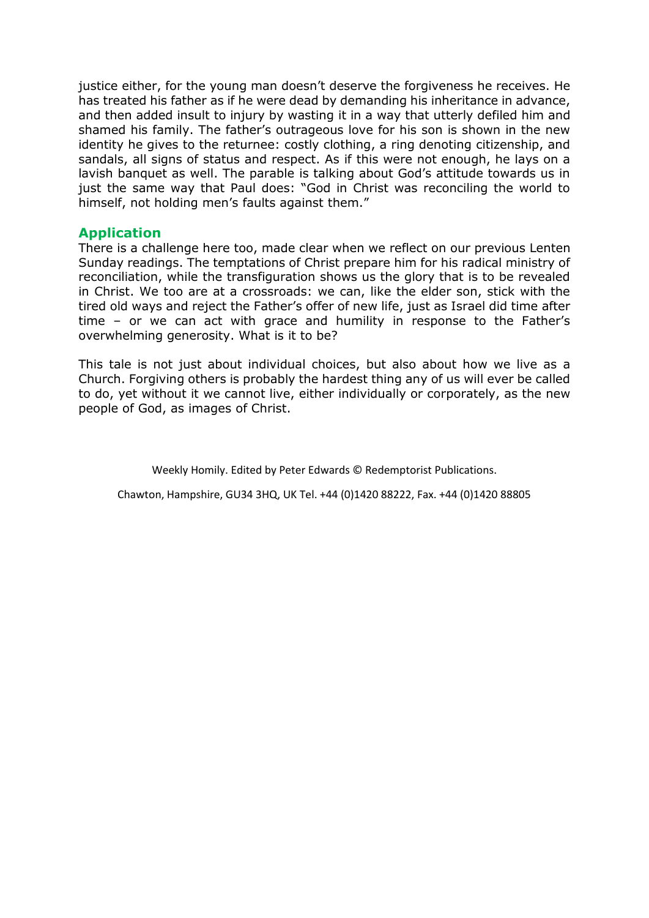justice either, for the young man doesn't deserve the forgiveness he receives. He has treated his father as if he were dead by demanding his inheritance in advance, and then added insult to injury by wasting it in a way that utterly defiled him and shamed his family. The father's outrageous love for his son is shown in the new identity he gives to the returnee: costly clothing, a ring denoting citizenship, and sandals, all signs of status and respect. As if this were not enough, he lays on a lavish banquet as well. The parable is talking about God's attitude towards us in just the same way that Paul does: "God in Christ was reconciling the world to himself, not holding men's faults against them."

## Application

There is a challenge here too, made clear when we reflect on our previous Lenten Sunday readings. The temptations of Christ prepare him for his radical ministry of reconciliation, while the transfiguration shows us the glory that is to be revealed in Christ. We too are at a crossroads: we can, like the elder son, stick with the tired old ways and reject the Father's offer of new life, just as Israel did time after time – or we can act with grace and humility in response to the Father's overwhelming generosity. What is it to be?

This tale is not just about individual choices, but also about how we live as a Church. Forgiving others is probably the hardest thing any of us will ever be called to do, yet without it we cannot live, either individually or corporately, as the new people of God, as images of Christ.

Weekly Homily. Edited by Peter Edwards © Redemptorist Publications.

Chawton, Hampshire, GU34 3HQ, UK Tel. +44 (0)1420 88222, Fax. +44 (0)1420 88805